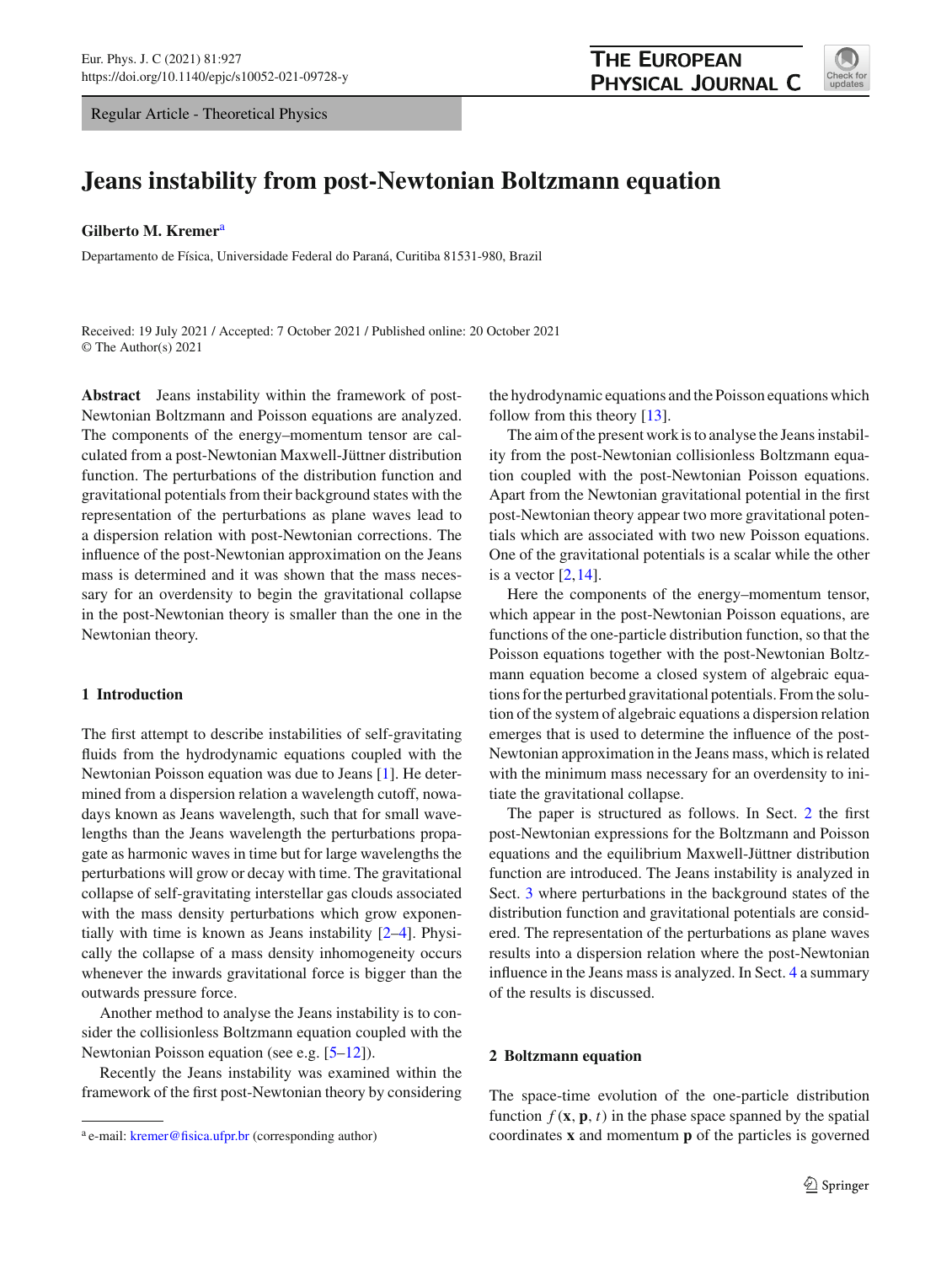Regular Article - Theoretical Physics

# Jeans instability from post-Newtonian Boltzmann equation

**Gilberto M. Kremer**[a]

Departamento de Física, Universidade Federal do Paraná, Curitiba 81531-980, Brazil

Received: 19 July 2021 / Accepted: 7 October 2021 / Published online: 20 October 2021
© The Author(s) 2021

**Abstract** Jeans instability within the framework of post-Newtonian Boltzmann and Poisson equations are analyzed. The components of the energy–momentum tensor are calculated from a post-Newtonian Maxwell-Jüttner distribution function. The perturbations of the distribution function and gravitational potentials from their background states with the representation of the perturbations as plane waves lead to a dispersion relation with post-Newtonian corrections. The influence of the post-Newtonian approximation on the Jeans mass is determined and it was shown that the mass necessary for an overdensity to begin the gravitational collapse in the post-Newtonian theory is smaller than the one in the Newtonian theory.

## 1 Introduction

The first attempt to describe instabilities of self-gravitating fluids from the hydrodynamic equations coupled with the Newtonian Poisson equation was due to Jeans [1]. He determined from a dispersion relation a wavelength cutoff, nowadays known as Jeans wavelength, such that for small wavelengths than the Jeans wavelength the perturbations propagate as harmonic waves in time but for large wavelengths the perturbations will grow or decay with time. The gravitational collapse of self-gravitating interstellar gas clouds associated with the mass density perturbations which grow exponentially with time is known as Jeans instability [2–4]. Physically the collapse of a mass density inhomogeneity occurs whenever the inwards gravitational force is bigger than the outwards pressure force.

Another method to analyse the Jeans instability is to consider the collisionless Boltzmann equation coupled with the Newtonian Poisson equation (see e.g. [5–12]).

Recently the Jeans instability was examined within the framework of the first post-Newtonian theory by considering the hydrodynamic equations and the Poisson equations which follow from this theory [13].

The aim of the present work is to analyse the Jeans instability from the post-Newtonian collisionless Boltzmann equation coupled with the post-Newtonian Poisson equations. Apart from the Newtonian gravitational potential in the first post-Newtonian theory appear two more gravitational potentials which are associated with two new Poisson equations. One of the gravitational potentials is a scalar while the other is a vector [2,14].

Here the components of the energy–momentum tensor, which appear in the post-Newtonian Poisson equations, are functions of the one-particle distribution function, so that the Poisson equations together with the post-Newtonian Boltzmann equation become a closed system of algebraic equations for the perturbed gravitational potentials. From the solution of the system of algebraic equations a dispersion relation emerges that is used to determine the influence of the post-Newtonian approximation in the Jeans mass, which is related with the minimum mass necessary for an overdensity to initiate the gravitational collapse.

The paper is structured as follows. In Sect. 2 the first post-Newtonian expressions for the Boltzmann and Poisson equations and the equilibrium Maxwell-Jüttner distribution function are introduced. The Jeans instability is analyzed in Sect. 3 where perturbations in the background states of the distribution function and gravitational potentials are considered. The representation of the perturbations as plane waves results into a dispersion relation where the post-Newtonian influence in the Jeans mass is analyzed. In Sect. 4 a summary of the results is discussed.

## 2 Boltzmann equation

The space-time evolution of the one-particle distribution function $f(\mathbf{x}, \mathbf{p}, t)$ in the phase space spanned by the spatial coordinates $\mathbf{x}$ and momentum $\mathbf{p}$ of the particles is governed

---

[a] e-mail: kremer@fisica.ufpr.br (corresponding author)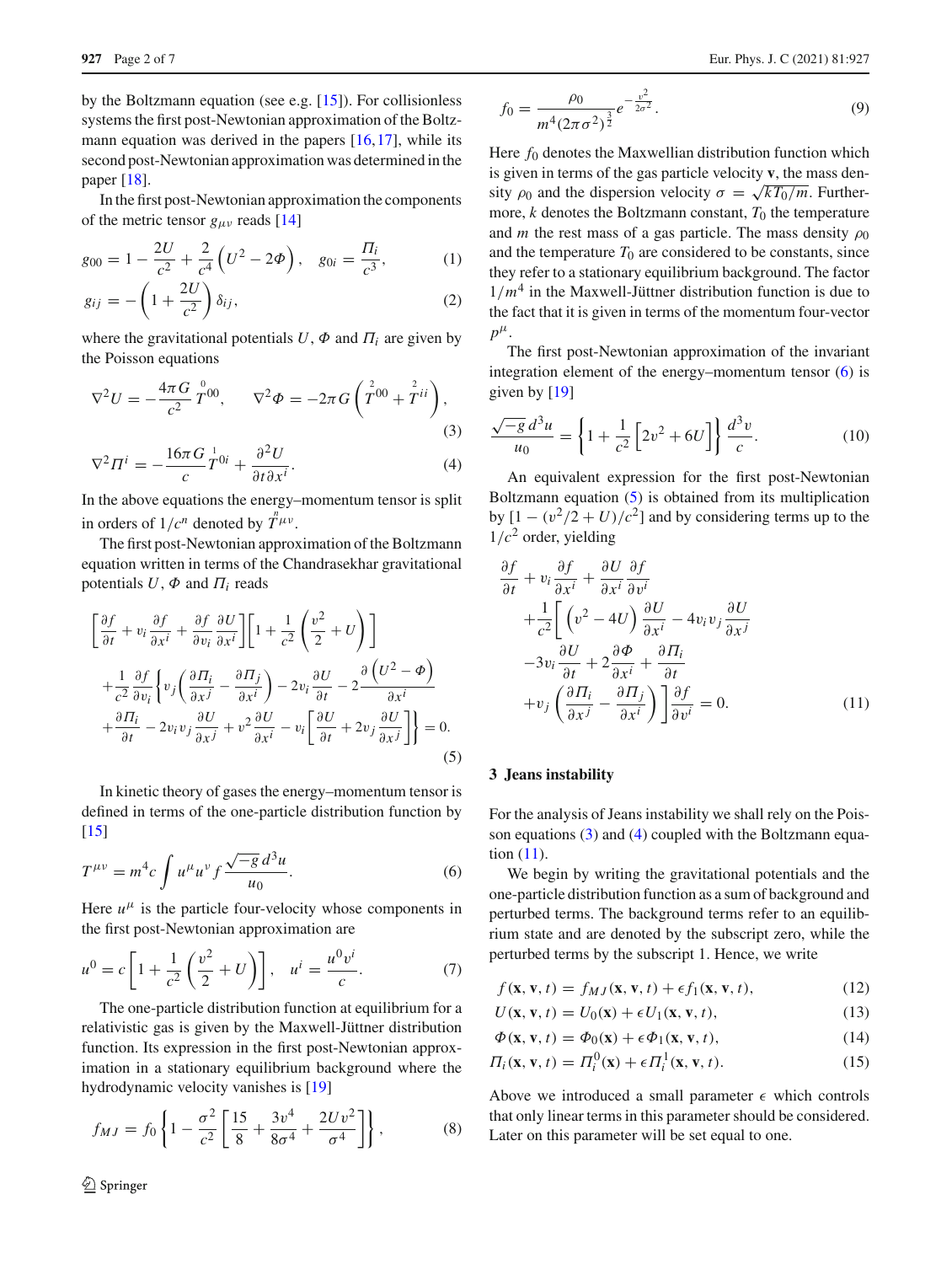by the Boltzmann equation (see e.g. [15]). For collisionless systems the first post-Newtonian approximation of the Boltzmann equation was derived in the papers [16,17], while its second post-Newtonian approximation was determined in the paper [18].

In the first post-Newtonian approximation the components of the metric tensor $g_{\mu\nu}$ reads [14]

$$g_{00} = 1 - \frac{2U}{c^2} + \frac{2}{c^4}\left(U^2 - 2\Phi\right), \quad g_{0i} = \frac{\Pi_i}{c^3}, \tag{1}$$

$$g_{ij} = -\left(1 + \frac{2U}{c^2}\right)\delta_{ij}, \tag{2}$$

where the gravitational potentials $U$, $\Phi$ and $\Pi_i$ are given by the Poisson equations

$$\nabla^2 U = -\frac{4\pi G}{c^2}\overset{0}{T}{}^{00}, \qquad \nabla^2 \Phi = -2\pi G\left(\overset{2}{T}{}^{00} + \overset{2}{T}{}^{ii}\right), \tag{3}$$

$$\nabla^2 \Pi^i = -\frac{16\pi G}{c}\overset{1}{T}{}^{0i} + \frac{\partial^2 U}{\partial t\,\partial x^i}. \tag{4}$$

In the above equations the energy–momentum tensor is split in orders of $1/c^n$ denoted by $\overset{n}{T}{}^{\mu\nu}$.

The first post-Newtonian approximation of the Boltzmann equation written in terms of the Chandrasekhar gravitational potentials $U$, $\Phi$ and $\Pi_i$ reads

$$\begin{aligned}
&\left[\frac{\partial f}{\partial t} + v_i\frac{\partial f}{\partial x^i} + \frac{\partial f}{\partial v_i}\frac{\partial U}{\partial x^i}\right]\left[1 + \frac{1}{c^2}\left(\frac{v^2}{2} + U\right)\right] \\
&+\frac{1}{c^2}\frac{\partial f}{\partial v_i}\left\{v_j\left(\frac{\partial \Pi_i}{\partial x^j} - \frac{\partial \Pi_j}{\partial x^i}\right) - 2v_i\frac{\partial U}{\partial t} - 2\frac{\partial\left(U^2 - \Phi\right)}{\partial x^i}\right. \\
&\left.+\frac{\partial \Pi_i}{\partial t} - 2v_i v_j\frac{\partial U}{\partial x^j} + v^2\frac{\partial U}{\partial x^i} - v_i\left[\frac{\partial U}{\partial t} + 2v_j\frac{\partial U}{\partial x^j}\right]\right\} = 0.
\end{aligned} \tag{5}$$

In kinetic theory of gases the energy–momentum tensor is defined in terms of the one-particle distribution function by [15]

$$T^{\mu\nu} = m^4 c\int u^\mu u^\nu f\frac{\sqrt{-g}\,d^3u}{u_0}. \tag{6}$$

Here $u^\mu$ is the particle four-velocity whose components in the first post-Newtonian approximation are

$$u^0 = c\left[1 + \frac{1}{c^2}\left(\frac{v^2}{2} + U\right)\right], \quad u^i = \frac{u^0 v^i}{c}. \tag{7}$$

The one-particle distribution function at equilibrium for a relativistic gas is given by the Maxwell-Jüttner distribution function. Its expression in the first post-Newtonian approximation in a stationary equilibrium background where the hydrodynamic velocity vanishes is [19]

$$f_{MJ} = f_0\left\{1 - \frac{\sigma^2}{c^2}\left[\frac{15}{8} + \frac{3v^4}{8\sigma^4} + \frac{2Uv^2}{\sigma^4}\right]\right\}, \tag{8}$$

$$f_0 = \frac{\rho_0}{m^4(2\pi\sigma^2)^{\frac{3}{2}}}e^{-\frac{v^2}{2\sigma^2}}. \tag{9}$$

Here $f_0$ denotes the Maxwellian distribution function which is given in terms of the gas particle velocity $\mathbf{v}$, the mass density $\rho_0$ and the dispersion velocity $\sigma = \sqrt{kT_0/m}$. Furthermore, $k$ denotes the Boltzmann constant, $T_0$ the temperature and $m$ the rest mass of a gas particle. The mass density $\rho_0$ and the temperature $T_0$ are considered to be constants, since they refer to a stationary equilibrium background. The factor $1/m^4$ in the Maxwell-Jüttner distribution function is due to the fact that it is given in terms of the momentum four-vector $p^\mu$.

The first post-Newtonian approximation of the invariant integration element of the energy–momentum tensor (6) is given by [19]

$$\frac{\sqrt{-g}\,d^3u}{u_0} = \left\{1 + \frac{1}{c^2}\left[2v^2 + 6U\right]\right\}\frac{d^3v}{c}. \tag{10}$$

An equivalent expression for the first post-Newtonian Boltzmann equation (5) is obtained from its multiplication by $[1 - (v^2/2 + U)/c^2]$ and by considering terms up to the $1/c^2$ order, yielding

$$\begin{aligned}
&\frac{\partial f}{\partial t} + v_i\frac{\partial f}{\partial x^i} + \frac{\partial U}{\partial x^i}\frac{\partial f}{\partial v^i} \\
&+\frac{1}{c^2}\left[\left(v^2 - 4U\right)\frac{\partial U}{\partial x^i} - 4v_i v_j\frac{\partial U}{\partial x^j}\right. \\
&-3v_i\frac{\partial U}{\partial t} + 2\frac{\partial \Phi}{\partial x^i} + \frac{\partial \Pi_i}{\partial t} \\
&\left.+v_j\left(\frac{\partial \Pi_i}{\partial x^j} - \frac{\partial \Pi_j}{\partial x^i}\right)\right]\frac{\partial f}{\partial v^i} = 0.
\end{aligned} \tag{11}$$

## 3 Jeans instability

For the analysis of Jeans instability we shall rely on the Poisson equations (3) and (4) coupled with the Boltzmann equation (11).

We begin by writing the gravitational potentials and the one-particle distribution function as a sum of background and perturbed terms. The background terms refer to an equilibrium state and are denoted by the subscript zero, while the perturbed terms by the subscript 1. Hence, we write

$$f(\mathbf{x}, \mathbf{v}, t) = f_{MJ}(\mathbf{x}, \mathbf{v}, t) + \epsilon f_1(\mathbf{x}, \mathbf{v}, t), \tag{12}$$

$$U(\mathbf{x}, \mathbf{v}, t) = U_0(\mathbf{x}) + \epsilon U_1(\mathbf{x}, \mathbf{v}, t), \tag{13}$$

$$\Phi(\mathbf{x}, \mathbf{v}, t) = \Phi_0(\mathbf{x}) + \epsilon \Phi_1(\mathbf{x}, \mathbf{v}, t), \tag{14}$$

$$\Pi_i(\mathbf{x}, \mathbf{v}, t) = \Pi_i^0(\mathbf{x}) + \epsilon \Pi_i^1(\mathbf{x}, \mathbf{v}, t). \tag{15}$$

Above we introduced a small parameter $\epsilon$ which controls that only linear terms in this parameter should be considered. Later on this parameter will be set equal to one.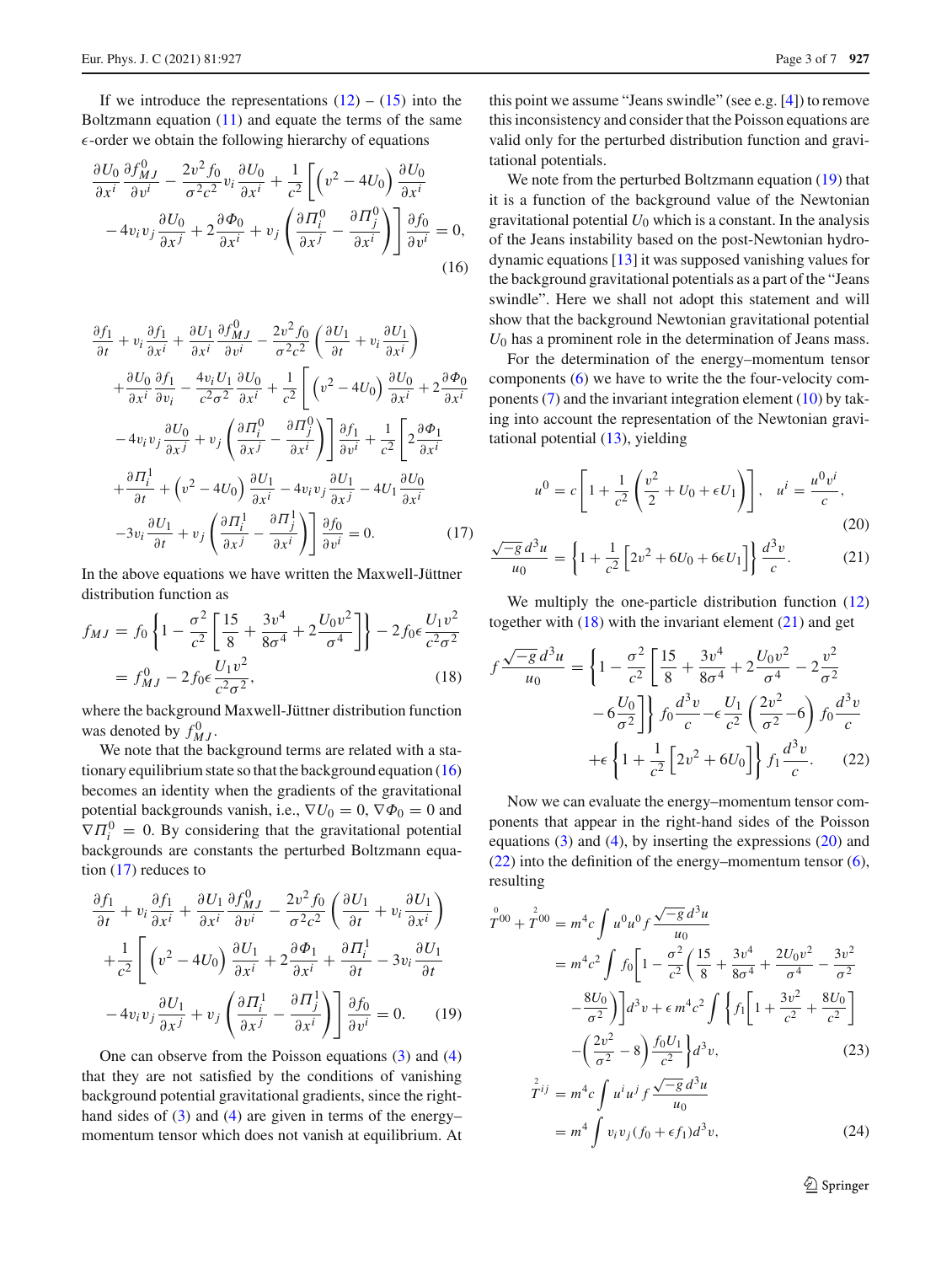If we introduce the representations (12) – (15) into the Boltzmann equation (11) and equate the terms of the same $\epsilon$-order we obtain the following hierarchy of equations

$$
\frac{\partial U_0}{\partial x^i}\frac{\partial f^0_{MJ}}{\partial v^i}-\frac{2v^2 f_0}{\sigma^2 c^2}v_i\frac{\partial U_0}{\partial x^i}+\frac{1}{c^2}\left[\left(v^2-4U_0\right)\frac{\partial U_0}{\partial x^i}\right.
$$
$$
\left.-4v_i v_j\frac{\partial U_0}{\partial x^j}+2\frac{\partial \Phi_0}{\partial x^i}+v_j\left(\frac{\partial \Pi^0_i}{\partial x^j}-\frac{\partial \Pi^0_j}{\partial x^i}\right)\right]\frac{\partial f_0}{\partial v^i}=0,\tag{16}
$$

$$
\frac{\partial f_1}{\partial t}+v_i\frac{\partial f_1}{\partial x^i}+\frac{\partial U_1}{\partial x^i}\frac{\partial f^0_{MJ}}{\partial v^i}-\frac{2v^2 f_0}{\sigma^2 c^2}\left(\frac{\partial U_1}{\partial t}+v_i\frac{\partial U_1}{\partial x^i}\right)
$$
$$
+\frac{\partial U_0}{\partial x^i}\frac{\partial f_1}{\partial v_i}-\frac{4v_i U_1}{c^2\sigma^2}\frac{\partial U_0}{\partial x^i}+\frac{1}{c^2}\left[\left(v^2-4U_0\right)\frac{\partial U_0}{\partial x^i}+2\frac{\partial \Phi_0}{\partial x^i}\right.
$$
$$
\left.-4v_i v_j\frac{\partial U_0}{\partial x^j}+v_j\left(\frac{\partial \Pi^0_i}{\partial x^j}-\frac{\partial \Pi^0_j}{\partial x^i}\right)\right]\frac{\partial f_1}{\partial v^i}+\frac{1}{c^2}\left[2\frac{\partial \Phi_1}{\partial x^i}\right.
$$
$$
+\frac{\partial \Pi^1_i}{\partial t}+\left(v^2-4U_0\right)\frac{\partial U_1}{\partial x^i}-4v_i v_j\frac{\partial U_1}{\partial x^j}-4U_1\frac{\partial U_0}{\partial x^i}
$$
$$
\left.-3v_i\frac{\partial U_1}{\partial t}+v_j\left(\frac{\partial \Pi^1_i}{\partial x^j}-\frac{\partial \Pi^1_j}{\partial x^i}\right)\right]\frac{\partial f_0}{\partial v^i}=0.\tag{17}
$$

In the above equations we have written the Maxwell-Jüttner distribution function as

$$
f_{MJ}=f_0\left\{1-\frac{\sigma^2}{c^2}\left[\frac{15}{8}+\frac{3v^4}{8\sigma^4}+2\frac{U_0 v^2}{\sigma^4}\right]\right\}-2f_0\epsilon\frac{U_1 v^2}{c^2\sigma^2}
$$
$$
=f^0_{MJ}-2f_0\epsilon\frac{U_1 v^2}{c^2\sigma^2},\tag{18}
$$

where the background Maxwell-Jüttner distribution function was denoted by $f^0_{MJ}$.

We note that the background terms are related with a stationary equilibrium state so that the background equation (16) becomes an identity when the gradients of the gravitational potential backgrounds vanish, i.e., $\nabla U_0=0$, $\nabla\Phi_0=0$ and $\nabla\Pi^0_i=0$. By considering that the gravitational potential backgrounds are constants the perturbed Boltzmann equation (17) reduces to

$$
\frac{\partial f_1}{\partial t}+v_i\frac{\partial f_1}{\partial x^i}+\frac{\partial U_1}{\partial x^i}\frac{\partial f^0_{MJ}}{\partial v^i}-\frac{2v^2 f_0}{\sigma^2 c^2}\left(\frac{\partial U_1}{\partial t}+v_i\frac{\partial U_1}{\partial x^i}\right)
$$
$$
+\frac{1}{c^2}\left[\left(v^2-4U_0\right)\frac{\partial U_1}{\partial x^i}+2\frac{\partial \Phi_1}{\partial x^i}+\frac{\partial \Pi^1_i}{\partial t}-3v_i\frac{\partial U_1}{\partial t}\right.
$$
$$
\left.-4v_i v_j\frac{\partial U_1}{\partial x^j}+v_j\left(\frac{\partial \Pi^1_i}{\partial x^j}-\frac{\partial \Pi^1_j}{\partial x^i}\right)\right]\frac{\partial f_0}{\partial v^i}=0.\tag{19}
$$

One can observe from the Poisson equations (3) and (4) that they are not satisfied by the conditions of vanishing background potential gravitational gradients, since the right-hand sides of (3) and (4) are given in terms of the energy–momentum tensor which does not vanish at equilibrium. At this point we assume "Jeans swindle" (see e.g. [4]) to remove this inconsistency and consider that the Poisson equations are valid only for the perturbed distribution function and gravitational potentials.

We note from the perturbed Boltzmann equation (19) that it is a function of the background value of the Newtonian gravitational potential $U_0$ which is a constant. In the analysis of the Jeans instability based on the post-Newtonian hydrodynamic equations [13] it was supposed vanishing values for the background gravitational potentials as a part of the "Jeans swindle". Here we shall not adopt this statement and will show that the background Newtonian gravitational potential $U_0$ has a prominent role in the determination of Jeans mass.

For the determination of the energy–momentum tensor components (6) we have to write the the four-velocity components (7) and the invariant integration element (10) by taking into account the representation of the Newtonian gravitational potential (13), yielding

$$
u^0=c\left[1+\frac{1}{c^2}\left(\frac{v^2}{2}+U_0+\epsilon U_1\right)\right],\quad u^i=\frac{u^0 v^i}{c},\tag{20}
$$

$$
\frac{\sqrt{-g}\,d^3u}{u_0}=\left\{1+\frac{1}{c^2}\left[2v^2+6U_0+6\epsilon U_1\right]\right\}\frac{d^3v}{c}.\tag{21}
$$

We multiply the one-particle distribution function (12) together with (18) with the invariant element (21) and get

$$
f\frac{\sqrt{-g}\,d^3u}{u_0}=\left\{1-\frac{\sigma^2}{c^2}\left[\frac{15}{8}+\frac{3v^4}{8\sigma^4}+2\frac{U_0 v^2}{\sigma^4}-2\frac{v^2}{\sigma^2}\right.\right.
$$
$$
\left.\left.-6\frac{U_0}{\sigma^2}\right]\right\}f_0\frac{d^3v}{c}-\epsilon\frac{U_1}{c^2}\left(\frac{2v^2}{\sigma^2}-6\right)f_0\frac{d^3v}{c}
$$
$$
+\epsilon\left\{1+\frac{1}{c^2}\left[2v^2+6U_0\right]\right\}f_1\frac{d^3v}{c}.\tag{22}
$$

Now we can evaluate the energy–momentum tensor components that appear in the right-hand sides of the Poisson equations (3) and (4), by inserting the expressions (20) and (22) into the definition of the energy–momentum tensor (6), resulting

$$
\overset{0}{T}{}^{00}+\overset{2}{T}{}^{00}=m^4c\int u^0u^0 f\frac{\sqrt{-g}\,d^3u}{u_0}
$$
$$
=m^4c^2\int f_0\left[1-\frac{\sigma^2}{c^2}\left(\frac{15}{8}+\frac{3v^4}{8\sigma^4}+\frac{2U_0v^2}{\sigma^4}-\frac{3v^2}{\sigma^2}\right.\right.
$$
$$
\left.\left.-\frac{8U_0}{\sigma^2}\right)\right]d^3v+\epsilon\, m^4c^2\int\left\{f_1\left[1+\frac{3v^2}{c^2}+\frac{8U_0}{c^2}\right]\right.
$$
$$
\left.-\left(\frac{2v^2}{\sigma^2}-8\right)\frac{f_0U_1}{c^2}\right\}d^3v,\tag{23}
$$

$$
\overset{2}{T}{}^{ij}=m^4c\int u^iu^j f\frac{\sqrt{-g}\,d^3u}{u_0}
$$
$$
=m^4\int v_iv_j(f_0+\epsilon f_1)d^3v,\tag{24}
$$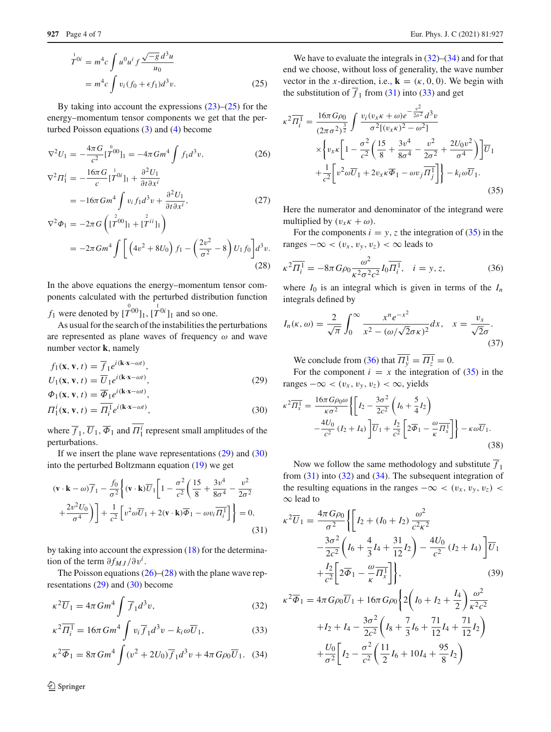$$
\overset{1}{T}{}^{0i} = m^4 c \int u^0 u^i f \frac{\sqrt{-g}\, d^3u}{u_0}
$$
$$
= m^4 c \int v_i (f_0 + \epsilon f_1) d^3 v. \tag{25}
$$

By taking into account the expressions (23)–(25) for the energy–momentum tensor components we get that the perturbed Poisson equations (3) and (4) become

$$
\nabla^2 U_1 = -\frac{4\pi G}{c^2}[\overset{0}{T}{}^{00}]_1 = -4\pi G m^4 \int f_1 d^3 v, \tag{26}
$$
$$
\nabla^2 \Pi_1^i = -\frac{16\pi G}{c}[\overset{1}{T}{}^{0i}]_1 + \frac{\partial^2 U_1}{\partial t \partial x^i}
$$
$$
= -16\pi G m^4 \int v_i f_1 d^3 v + \frac{\partial^2 U_1}{\partial t \partial x^i}, \tag{27}
$$
$$
\nabla^2 \Phi_1 = -2\pi G \left( [\overset{2}{T}{}^{00}]_1 + [\overset{2}{T}{}^{ii}]_1 \right)
$$
$$
= -2\pi G m^4 \int \left[ \left( 4v^2 + 8U_0 \right) f_1 - \left( \frac{2v^2}{\sigma^2} - 8 \right) U_1 f_0 \right] d^3 v. \tag{28}
$$

In the above equations the energy–momentum tensor components calculated with the perturbed distribution function $f_1$ were denoted by $[\overset{0}{T}{}^{00}]_1$, $[\overset{1}{T}{}^{0i}]_1$ and so one.

As usual for the search of the instabilities the perturbations are represented as plane waves of frequency $\omega$ and wave number vector $\mathbf{k}$, namely

$$
f_1(\mathbf{x}, \mathbf{v}, t) = \overline{f}_1 e^{i(\mathbf{k}\cdot\mathbf{x} - \omega t)},
$$
$$
U_1(\mathbf{x}, \mathbf{v}, t) = \overline{U}_1 e^{i(\mathbf{k}\cdot\mathbf{x} - \omega t)}, \tag{29}
$$
$$
\Phi_1(\mathbf{x}, \mathbf{v}, t) = \overline{\Phi}_1 e^{i(\mathbf{k}\cdot\mathbf{x} - \omega t)},
$$
$$
\Pi_1^i(\mathbf{x}, \mathbf{v}, t) = \overline{\Pi_i^1} e^{i(\mathbf{k}\cdot\mathbf{x} - \omega t)}, \tag{30}
$$

where $\overline{f}_1$, $\overline{U}_1$, $\overline{\Phi}_1$ and $\overline{\Pi_1^i}$ represent small amplitudes of the perturbations.

If we insert the plane wave representations (29) and (30) into the perturbed Boltzmann equation (19) we get

$$
(\mathbf{v}\cdot\mathbf{k} - \omega)\overline{f}_1 - \frac{f_0}{\sigma^2}\Bigg\{ (\mathbf{v}\cdot\mathbf{k})\overline{U}_1 \bigg[ 1 - \frac{\sigma^2}{c^2}\left( \frac{15}{8} + \frac{3v^4}{8\sigma^4} - \frac{v^2}{2\sigma^2} + \frac{2v^2 U_0}{\sigma^4} \right) \bigg] + \frac{1}{c^2}\left[ v^2 \omega \overline{U}_1 + 2(\mathbf{v}\cdot\mathbf{k})\overline{\Phi}_1 - \omega v_i \overline{\Pi_i^1} \right] \Bigg\} = 0, \tag{31}
$$

by taking into account the expression (18) for the determination of the term $\partial f_{MJ}/\partial v^i$.

The Poisson equations (26)–(28) with the plane wave representations (29) and (30) become

$$
\kappa^2 \overline{U}_1 = 4\pi G m^4 \int \overline{f}_1 d^3 v, \tag{32}
$$
$$
\kappa^2 \overline{\Pi_i^1} = 16\pi G m^4 \int v_i \overline{f}_1 d^3 v - k_i \omega \overline{U}_1, \tag{33}
$$
$$
\kappa^2 \overline{\Phi}_1 = 8\pi G m^4 \int (v^2 + 2U_0)\overline{f}_1 d^3 v + 4\pi G \rho_0 \overline{U}_1. \tag{34}
$$

We have to evaluate the integrals in (32)–(34) and for that end we choose, without loss of generality, the wave number vector in the $x$-direction, i.e., $\mathbf{k} = (\kappa, 0, 0)$. We begin with the substitution of $\overline{f}_1$ from (31) into (33) and get

$$
\kappa^2 \overline{\Pi_i^1} = \frac{16\pi G\rho_0}{(2\pi\sigma^2)^{\frac{3}{2}}} \int \frac{v_i (v_x\kappa + \omega) e^{-\frac{v^2}{2\sigma^2}} d^3 v}{\sigma^2[(v_x\kappa)^2 - \omega^2]} \times \Bigg\{ v_x\kappa \bigg[ 1 - \frac{\sigma^2}{c^2}\left( \frac{15}{8} + \frac{3v^4}{8\sigma^4} - \frac{v^2}{2\sigma^2} + \frac{2U_0 v^2}{\sigma^4} \right) \bigg] \overline{U}_1 + \frac{1}{c^2}\left[ v^2\omega\overline{U}_1 + 2v_x\kappa\overline{\Phi}_1 - \omega v_j \overline{\Pi_j^1} \right] \Bigg\} - k_i \omega \overline{U}_1. \tag{35}
$$

Here the numerator and denominator of the integrand were multiplied by $(v_x\kappa + \omega)$.

For the components $i = y, z$ the integration of (35) in the ranges $-\infty < (v_x, v_y, v_z) < \infty$ leads to

$$
\kappa^2 \overline{\Pi_i^1} = -8\pi G\rho_0 \frac{\omega^2}{\kappa^2\sigma^2 c^2} I_0 \overline{\Pi_i^1}, \quad i = y, z, \tag{36}
$$

where $I_0$ is an integral which is given in terms of the $I_n$ integrals defined by

$$
I_n(\kappa, \omega) = \frac{2}{\sqrt{\pi}} \int_0^\infty \frac{x^n e^{-x^2}}{x^2 - (\omega/\sqrt{2}\sigma\kappa)^2} dx, \quad x = \frac{v_x}{\sqrt{2}\sigma}. \tag{37}
$$

We conclude from (36) that $\overline{\Pi_y^1} = \overline{\Pi_z^1} = 0$.

For the component $i = x$ the integration of (35) in the ranges $-\infty < (v_x, v_y, v_z) < \infty$, yields

$$
\kappa^2 \overline{\Pi_x^1} = \frac{16\pi G\rho_0\omega}{\kappa\sigma^2} \Bigg\{ \bigg[ I_2 - \frac{3\sigma^2}{2c^2}\left( I_6 + \frac{5}{4} I_2 \right) - \frac{4U_0}{c^2}(I_2 + I_4) \bigg] \overline{U}_1 + \frac{I_2}{c^2}\left[ 2\overline{\Phi}_1 - \frac{\omega}{\kappa}\overline{\Pi_x^1} \right] \Bigg\} - \kappa\omega\overline{U}_1. \tag{38}
$$

Now we follow the same methodology and substitute $\overline{f}_1$ from (31) into (32) and (34). The subsequent integration of the resulting equations in the ranges $-\infty < (v_x, v_y, v_z) < \infty$ lead to

$$
\kappa^2 \overline{U}_1 = \frac{4\pi G\rho_0}{\sigma^2} \Bigg\{ \bigg[ I_2 + (I_0 + I_2)\frac{\omega^2}{c^2\kappa^2} - \frac{3\sigma^2}{2c^2}\left( I_6 + \frac{4}{3} I_4 + \frac{31}{12} I_2 \right) - \frac{4U_0}{c^2}(I_2 + I_4) \bigg] \overline{U}_1 + \frac{I_2}{c^2}\bigg[ 2\overline{\Phi}_1 - \frac{\omega}{\kappa}\overline{\Pi_x^1} \bigg] \Bigg\}, \tag{39}
$$

$$
\kappa^2 \overline{\Phi}_1 = 4\pi G\rho_0 \overline{U}_1 + 16\pi G\rho_0 \Bigg\{ 2\bigg( I_0 + I_2 + \frac{I_4}{2} \bigg)\frac{\omega^2}{\kappa^2 c^2} + I_2 + I_4 - \frac{3\sigma^2}{2c^2}\left( I_8 + \frac{7}{3} I_6 + \frac{71}{12} I_4 + \frac{71}{12} I_2 \right) + \frac{U_0}{\sigma^2}\bigg[ I_2 - \frac{\sigma^2}{c^2}\left( \frac{11}{2} I_6 + 10 I_4 + \frac{95}{8} I_2 \right)
$$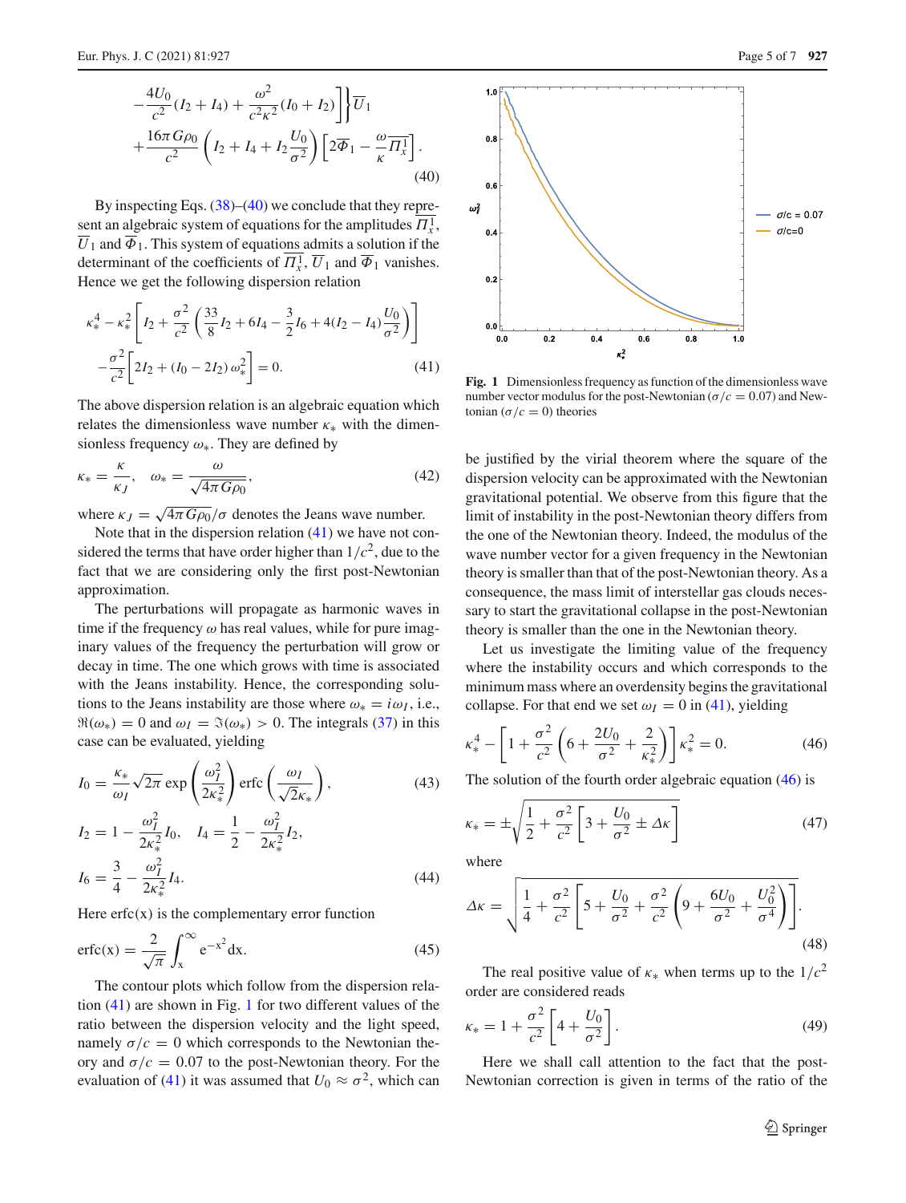$$
-\frac{4U_0}{c^2}(I_2+I_4)+\frac{\omega^2}{c^2\kappa^2}(I_0+I_2)\Bigg]\Bigg\}\overline{U}_1
+\frac{16\pi G\rho_0}{c^2}\left(I_2+I_4+I_2\frac{U_0}{\sigma^2}\right)\left[2\overline{\Phi}_1-\frac{\omega}{\kappa}\overline{\Pi}_x^1\right]. \tag{40}
$$

By inspecting Eqs. (38)–(40) we conclude that they represent an algebraic system of equations for the amplitudes $\overline{\Pi}_x^1$, $\overline{U}_1$ and $\overline{\Phi}_1$. This system of equations admits a solution if the determinant of the coefficients of $\overline{\Pi}_x^1$, $\overline{U}_1$ and $\overline{\Phi}_1$ vanishes. Hence we get the following dispersion relation

$$
\kappa_*^4-\kappa_*^2\left[I_2+\frac{\sigma^2}{c^2}\left(\frac{33}{8}I_2+6I_4-\frac{3}{2}I_6+4(I_2-I_4)\frac{U_0}{\sigma^2}\right)\right]
-\frac{\sigma^2}{c^2}\left[2I_2+(I_0-2I_2)\,\omega_*^2\right]=0. \tag{41}
$$

The above dispersion relation is an algebraic equation which relates the dimensionless wave number $\kappa_*$ with the dimensionless frequency $\omega_*$. They are defined by

$$
\kappa_*=\frac{\kappa}{\kappa_J},\quad \omega_*=\frac{\omega}{\sqrt{4\pi G\rho_0}}, \tag{42}
$$

where $\kappa_J=\sqrt{4\pi G\rho_0}/\sigma$ denotes the Jeans wave number.

Note that in the dispersion relation (41) we have not considered the terms that have order higher than $1/c^2$, due to the fact that we are considering only the first post-Newtonian approximation.

The perturbations will propagate as harmonic waves in time if the frequency $\omega$ has real values, while for pure imaginary values of the frequency the perturbation will grow or decay in time. The one which grows with time is associated with the Jeans instability. Hence, the corresponding solutions to the Jeans instability are those where $\omega_*=i\omega_I$, i.e., $\Re(\omega_*)=0$ and $\omega_I=\Im(\omega_*)>0$. The integrals (37) in this case can be evaluated, yielding

$$
I_0=\frac{\kappa_*}{\omega_I}\sqrt{2\pi}\exp\left(\frac{\omega_I^2}{2\kappa_*^2}\right)\operatorname{erfc}\left(\frac{\omega_I}{\sqrt{2}\kappa_*}\right), \tag{43}
$$

$$
I_2=1-\frac{\omega_I^2}{2\kappa_*^2}I_0,\quad I_4=\frac{1}{2}-\frac{\omega_I^2}{2\kappa_*^2}I_2,
$$

$$
I_6=\frac{3}{4}-\frac{\omega_I^2}{2\kappa_*^2}I_4. \tag{44}
$$

Here erfc(x) is the complementary error function

$$
\operatorname{erfc}(x)=\frac{2}{\sqrt{\pi}}\int_x^\infty e^{-x^2}dx. \tag{45}
$$

The contour plots which follow from the dispersion relation (41) are shown in Fig. 1 for two different values of the ratio between the dispersion velocity and the light speed, namely $\sigma/c=0$ which corresponds to the Newtonian theory and $\sigma/c=0.07$ to the post-Newtonian theory. For the evaluation of (41) it was assumed that $U_0\approx\sigma^2$, which can be justified by the virial theorem where the square of the dispersion velocity can be approximated with the Newtonian gravitational potential. We observe from this figure that the limit of instability in the post-Newtonian theory differs from the one of the Newtonian theory. Indeed, the modulus of the wave number vector for a given frequency in the Newtonian theory is smaller than that of the post-Newtonian theory. As a consequence, the mass limit of interstellar gas clouds necessary to start the gravitational collapse in the post-Newtonian theory is smaller than the one in the Newtonian theory.

Fig. 1 Dimensionless frequency as function of the dimensionless wave number vector modulus for the post-Newtonian ($\sigma/c=0.07$) and Newtonian ($\sigma/c=0$) theories

Let us investigate the limiting value of the frequency where the instability occurs and which corresponds to the minimum mass where an overdensity begins the gravitational collapse. For that end we set $\omega_I=0$ in (41), yielding

$$
\kappa_*^4-\left[1+\frac{\sigma^2}{c^2}\left(6+\frac{2U_0}{\sigma^2}+\frac{2}{\kappa_*^2}\right)\right]\kappa_*^2=0. \tag{46}
$$

The solution of the fourth order algebraic equation (46) is

$$
\kappa_*=\pm\sqrt{\frac{1}{2}+\frac{\sigma^2}{c^2}\left[3+\frac{U_0}{\sigma^2}\pm\Delta\kappa\right]} \tag{47}
$$

where

$$
\Delta\kappa=\sqrt{\frac{1}{4}+\frac{\sigma^2}{c^2}\left[5+\frac{U_0}{\sigma^2}+\frac{\sigma^2}{c^2}\left(9+\frac{6U_0}{\sigma^2}+\frac{U_0^2}{\sigma^4}\right)\right]}. \tag{48}
$$

The real positive value of $\kappa_*$ when terms up to the $1/c^2$ order are considered reads

$$
\kappa_*=1+\frac{\sigma^2}{c^2}\left[4+\frac{U_0}{\sigma^2}\right]. \tag{49}
$$

Here we shall call attention to the fact that the post-Newtonian correction is given in terms of the ratio of the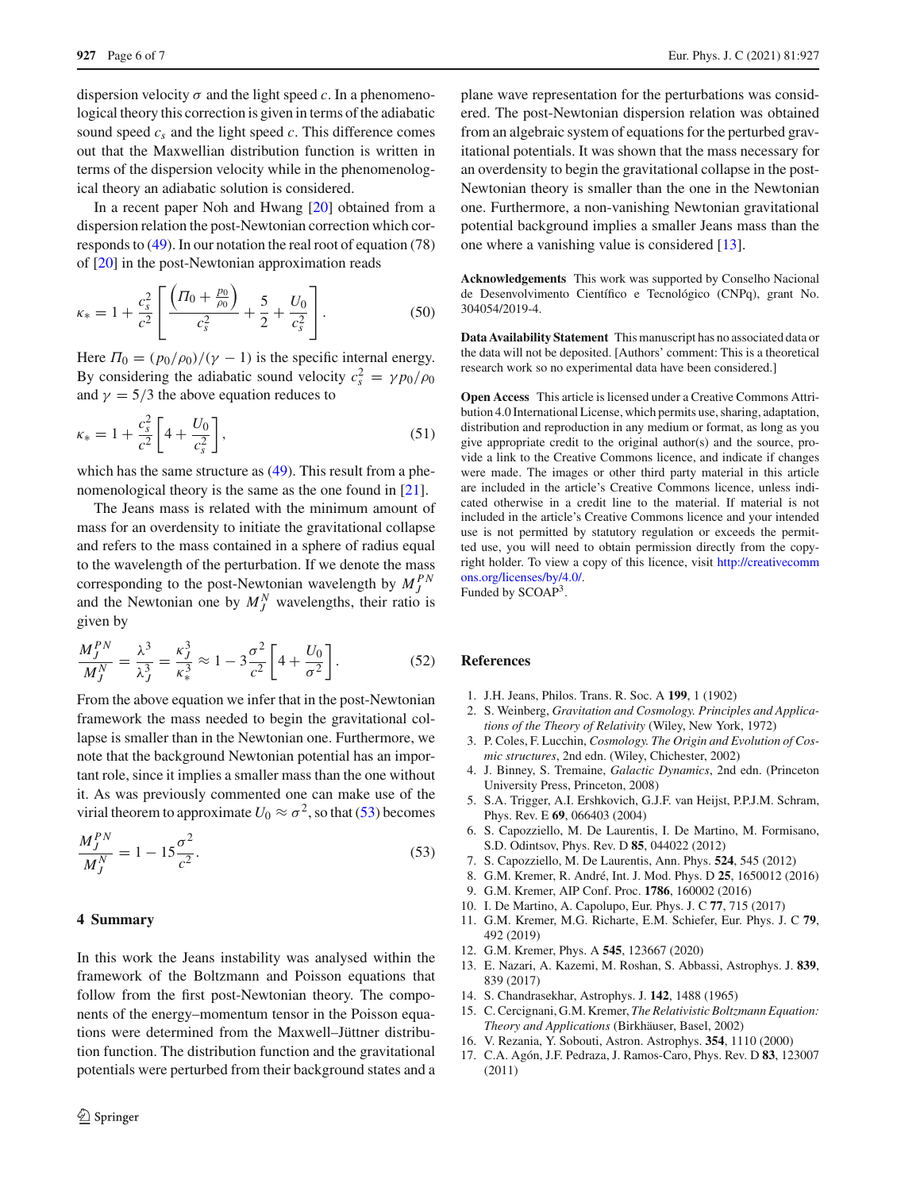dispersion velocity $\sigma$ and the light speed $c$. In a phenomenological theory this correction is given in terms of the adiabatic sound speed $c_s$ and the light speed $c$. This difference comes out that the Maxwellian distribution function is written in terms of the dispersion velocity while in the phenomenological theory an adiabatic solution is considered.

In a recent paper Noh and Hwang [20] obtained from a dispersion relation the post-Newtonian correction which corresponds to (49). In our notation the real root of equation (78) of [20] in the post-Newtonian approximation reads

$$\kappa_* = 1 + \frac{c_s^2}{c^2}\left[\frac{\left(\Pi_0 + \frac{p_0}{\rho_0}\right)}{c_s^2} + \frac{5}{2} + \frac{U_0}{c_s^2}\right]. \tag{50}$$

Here $\Pi_0 = (p_0/\rho_0)/(\gamma - 1)$ is the specific internal energy. By considering the adiabatic sound velocity $c_s^2 = \gamma p_0/\rho_0$ and $\gamma = 5/3$ the above equation reduces to

$$\kappa_* = 1 + \frac{c_s^2}{c^2}\left[4 + \frac{U_0}{c_s^2}\right], \tag{51}$$

which has the same structure as (49). This result from a phenomenological theory is the same as the one found in [21].

The Jeans mass is related with the minimum amount of mass for an overdensity to initiate the gravitational collapse and refers to the mass contained in a sphere of radius equal to the wavelength of the perturbation. If we denote the mass corresponding to the post-Newtonian wavelength by $M_J^{PN}$ and the Newtonian one by $M_J^N$ wavelengths, their ratio is given by

$$\frac{M_J^{PN}}{M_J^N} = \frac{\lambda^3}{\lambda_J^3} = \frac{\kappa_J^3}{\kappa_*^3} \approx 1 - 3\frac{\sigma^2}{c^2}\left[4 + \frac{U_0}{\sigma^2}\right]. \tag{52}$$

From the above equation we infer that in the post-Newtonian framework the mass needed to begin the gravitational collapse is smaller than in the Newtonian one. Furthermore, we note that the background Newtonian potential has an important role, since it implies a smaller mass than the one without it. As was previously commented one can make use of the virial theorem to approximate $U_0 \approx \sigma^2$, so that (53) becomes

$$\frac{M_J^{PN}}{M_J^N} = 1 - 15\frac{\sigma^2}{c^2}. \tag{53}$$

## 4 Summary

In this work the Jeans instability was analysed within the framework of the Boltzmann and Poisson equations that follow from the first post-Newtonian theory. The components of the energy–momentum tensor in the Poisson equations were determined from the Maxwell–Jüttner distribution function. The distribution function and the gravitational potentials were perturbed from their background states and a plane wave representation for the perturbations was considered. The post-Newtonian dispersion relation was obtained from an algebraic system of equations for the perturbed gravitational potentials. It was shown that the mass necessary for an overdensity to begin the gravitational collapse in the post-Newtonian theory is smaller than the one in the Newtonian one. Furthermore, a non-vanishing Newtonian gravitational potential background implies a smaller Jeans mass than the one where a vanishing value is considered [13].

**Acknowledgements** This work was supported by Conselho Nacional de Desenvolvimento Científico e Tecnológico (CNPq), grant No. 304054/2019-4.

**Data Availability Statement** This manuscript has no associated data or the data will not be deposited. [Authors' comment: This is a theoretical research work so no experimental data have been considered.]

**Open Access** This article is licensed under a Creative Commons Attribution 4.0 International License, which permits use, sharing, adaptation, distribution and reproduction in any medium or format, as long as you give appropriate credit to the original author(s) and the source, provide a link to the Creative Commons licence, and indicate if changes were made. The images or other third party material in this article are included in the article's Creative Commons licence, unless indicated otherwise in a credit line to the material. If material is not included in the article's Creative Commons licence and your intended use is not permitted by statutory regulation or exceeds the permitted use, you will need to obtain permission directly from the copyright holder. To view a copy of this licence, visit http://creativecommons.org/licenses/by/4.0/.
Funded by SCOAP³.

## References

1. J.H. Jeans, Philos. Trans. R. Soc. A **199**, 1 (1902)
2. S. Weinberg, *Gravitation and Cosmology. Principles and Applications of the Theory of Relativity* (Wiley, New York, 1972)
3. P. Coles, F. Lucchin, *Cosmology. The Origin and Evolution of Cosmic structures*, 2nd edn. (Wiley, Chichester, 2002)
4. J. Binney, S. Tremaine, *Galactic Dynamics*, 2nd edn. (Princeton University Press, Princeton, 2008)
5. S.A. Trigger, A.I. Ershkovich, G.J.F. van Heijst, P.P.J.M. Schram, Phys. Rev. E **69**, 066403 (2004)
6. S. Capozziello, M. De Laurentis, I. De Martino, M. Formisano, S.D. Odintsov, Phys. Rev. D **85**, 044022 (2012)
7. S. Capozziello, M. De Laurentis, Ann. Phys. **524**, 545 (2012)
8. G.M. Kremer, R. André, Int. J. Mod. Phys. D **25**, 1650012 (2016)
9. G.M. Kremer, AIP Conf. Proc. **1786**, 160002 (2016)
10. I. De Martino, A. Capolupo, Eur. Phys. J. C **77**, 715 (2017)
11. G.M. Kremer, M.G. Richarte, E.M. Schiefer, Eur. Phys. J. C **79**, 492 (2019)
12. G.M. Kremer, Phys. A **545**, 123667 (2020)
13. E. Nazari, A. Kazemi, M. Roshan, S. Abbassi, Astrophys. J. **839**, 839 (2017)
14. S. Chandrasekhar, Astrophys. J. **142**, 1488 (1965)
15. C. Cercignani, G.M. Kremer, *The Relativistic Boltzmann Equation: Theory and Applications* (Birkhäuser, Basel, 2002)
16. V. Rezania, Y. Sobouti, Astron. Astrophys. **354**, 1110 (2000)
17. C.A. Agón, J.F. Pedraza, J. Ramos-Caro, Phys. Rev. D **83**, 123007 (2011)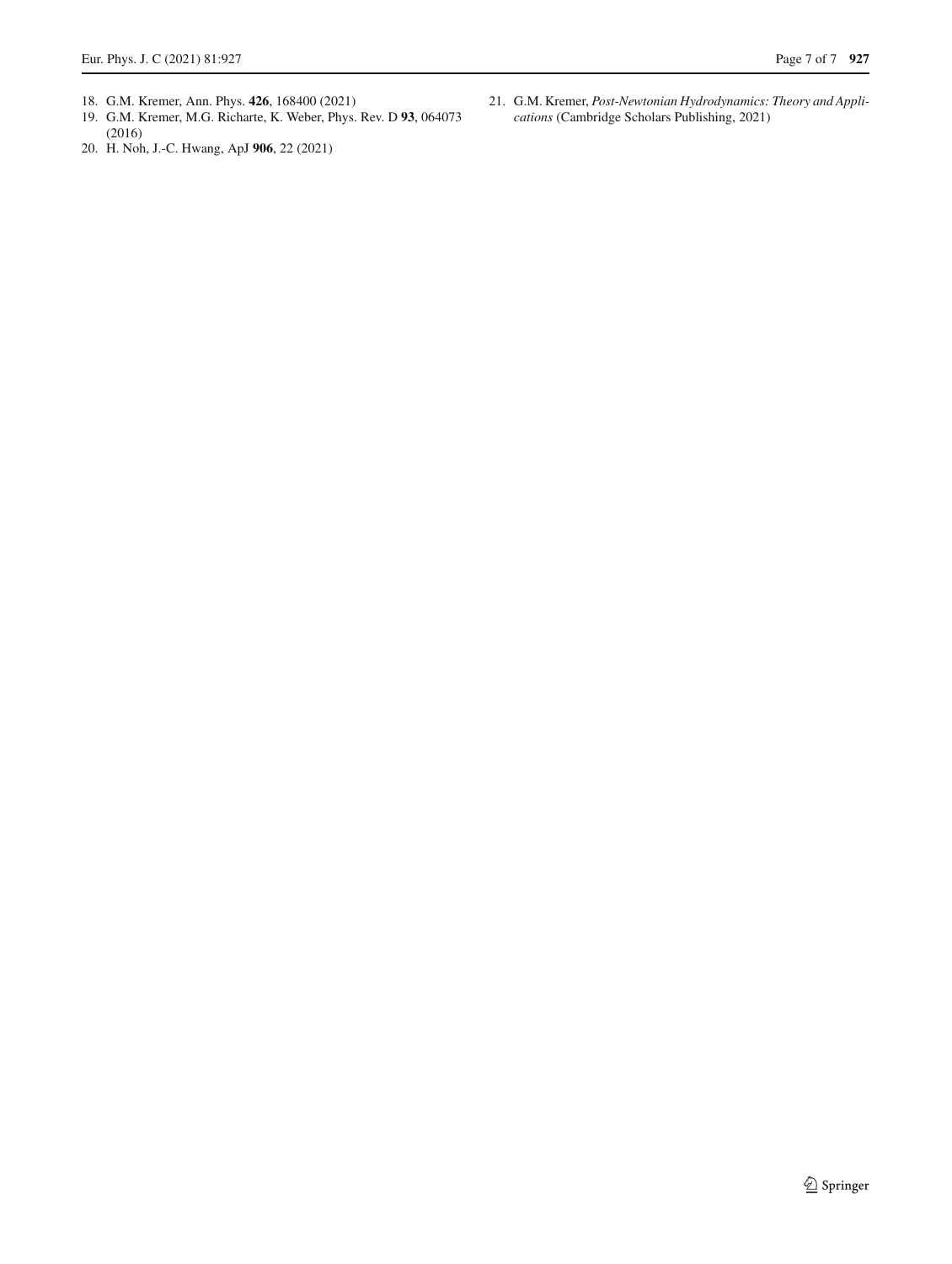18. G.M. Kremer, Ann. Phys. **426**, 168400 (2021)
19. G.M. Kremer, M.G. Richarte, K. Weber, Phys. Rev. D **93**, 064073 (2016)
20. H. Noh, J.-C. Hwang, ApJ **906**, 22 (2021)
21. G.M. Kremer, *Post-Newtonian Hydrodynamics: Theory and Applications* (Cambridge Scholars Publishing, 2021)